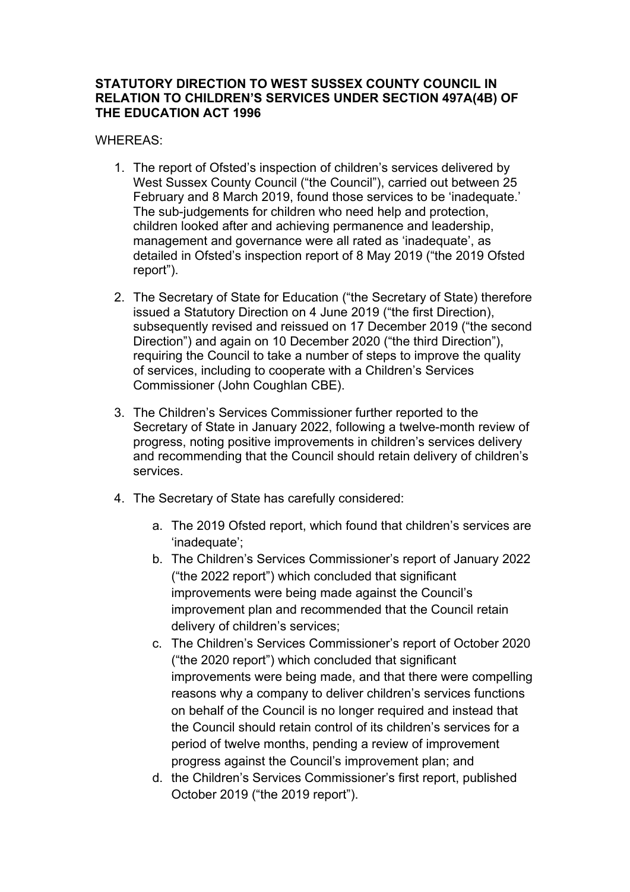**STATUTORY DIRECTION TO WEST SUSSEX COUNTY COUNCIL IN RELATION TO CHILDREN'S SERVICES UNDER SECTION 497A(4B) OF THE EDUCATION ACT 1996**

WHEREAS:

1. The report of Ofsted's inspection of children's services delivered by West Sussex County Council ("the Council"), carried out between 25 February and 8 March 2019, found those services to be 'inadequate.' The sub-judgements for children who need help and protection, children looked after and achieving permanence and leadership, management and governance were all rated as 'inadequate', as detailed in Ofsted's inspection report of 8 May 2019 ("the 2019 Ofsted report").

2. The Secretary of State for Education ("the Secretary of State) therefore issued a Statutory Direction on 4 June 2019 ("the first Direction), subsequently revised and reissued on 17 December 2019 ("the second Direction") and again on 10 December 2020 ("the third Direction"), requiring the Council to take a number of steps to improve the quality of services, including to cooperate with a Children's Services Commissioner (John Coughlan CBE).

3. The Children's Services Commissioner further reported to the Secretary of State in January 2022, following a twelve-month review of progress, noting positive improvements in children's services delivery and recommending that the Council should retain delivery of children's services.

4. The Secretary of State has carefully considered:

    a. The 2019 Ofsted report, which found that children's services are 'inadequate';
    b. The Children's Services Commissioner's report of January 2022 ("the 2022 report") which concluded that significant improvements were being made against the Council's improvement plan and recommended that the Council retain delivery of children's services;
    c. The Children's Services Commissioner's report of October 2020 ("the 2020 report") which concluded that significant improvements were being made, and that there were compelling reasons why a company to deliver children's services functions on behalf of the Council is no longer required and instead that the Council should retain control of its children's services for a period of twelve months, pending a review of improvement progress against the Council's improvement plan; and
    d. the Children's Services Commissioner's first report, published October 2019 ("the 2019 report").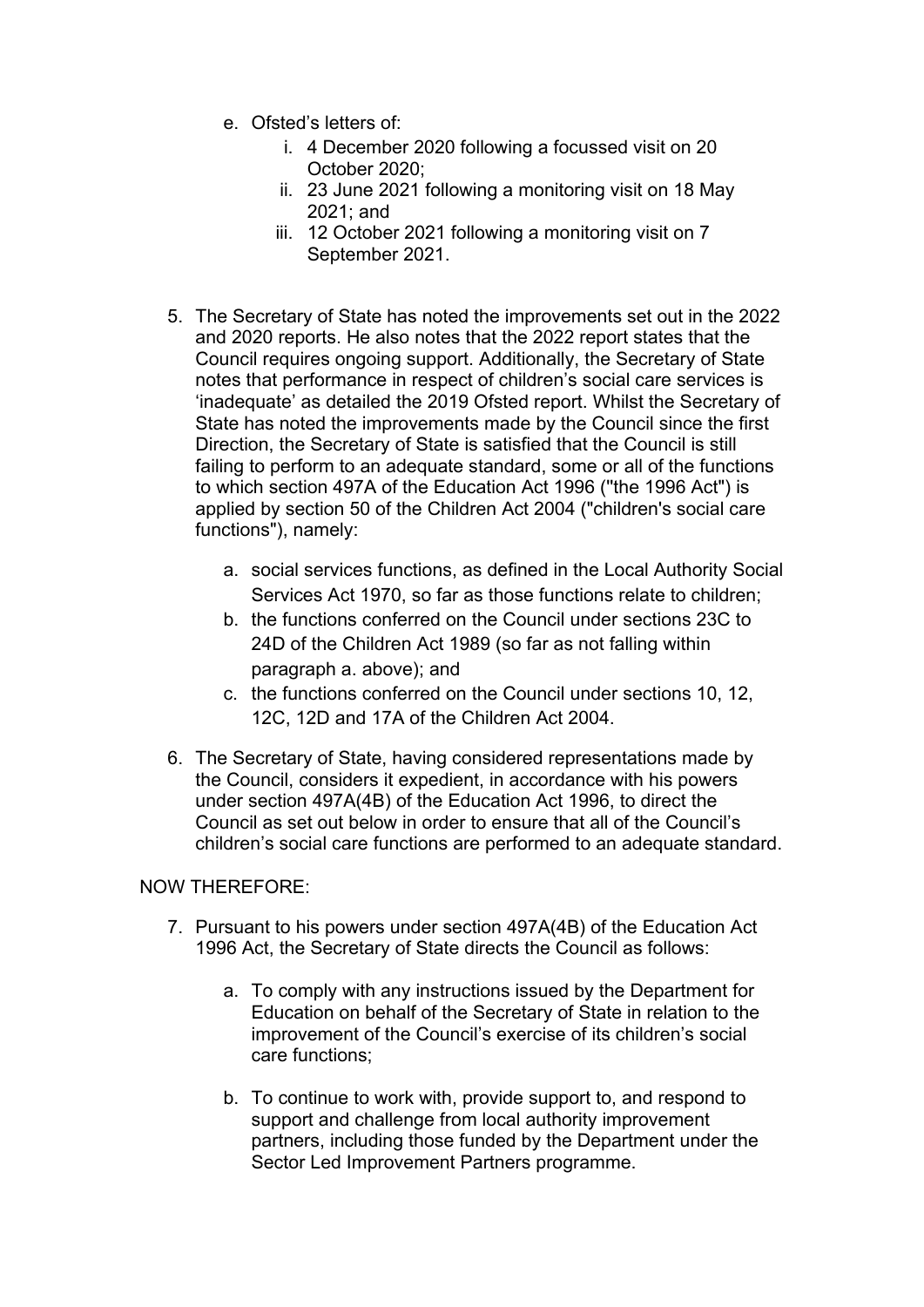e. Ofsted's letters of:
      i. 4 December 2020 following a focussed visit on 20 October 2020;
      ii. 23 June 2021 following a monitoring visit on 18 May 2021; and
      iii. 12 October 2021 following a monitoring visit on 7 September 2021.

5. The Secretary of State has noted the improvements set out in the 2022 and 2020 reports. He also notes that the 2022 report states that the Council requires ongoing support. Additionally, the Secretary of State notes that performance in respect of children's social care services is 'inadequate' as detailed the 2019 Ofsted report. Whilst the Secretary of State has noted the improvements made by the Council since the first Direction, the Secretary of State is satisfied that the Council is still failing to perform to an adequate standard, some or all of the functions to which section 497A of the Education Act 1996 ("the 1996 Act") is applied by section 50 of the Children Act 2004 ("children's social care functions"), namely:

   a. social services functions, as defined in the Local Authority Social Services Act 1970, so far as those functions relate to children;
   b. the functions conferred on the Council under sections 23C to 24D of the Children Act 1989 (so far as not falling within paragraph a. above); and
   c. the functions conferred on the Council under sections 10, 12, 12C, 12D and 17A of the Children Act 2004.

6. The Secretary of State, having considered representations made by the Council, considers it expedient, in accordance with his powers under section 497A(4B) of the Education Act 1996, to direct the Council as set out below in order to ensure that all of the Council's children's social care functions are performed to an adequate standard.

NOW THEREFORE:

7. Pursuant to his powers under section 497A(4B) of the Education Act 1996 Act, the Secretary of State directs the Council as follows:

   a. To comply with any instructions issued by the Department for Education on behalf of the Secretary of State in relation to the improvement of the Council's exercise of its children's social care functions;

   b. To continue to work with, provide support to, and respond to support and challenge from local authority improvement partners, including those funded by the Department under the Sector Led Improvement Partners programme.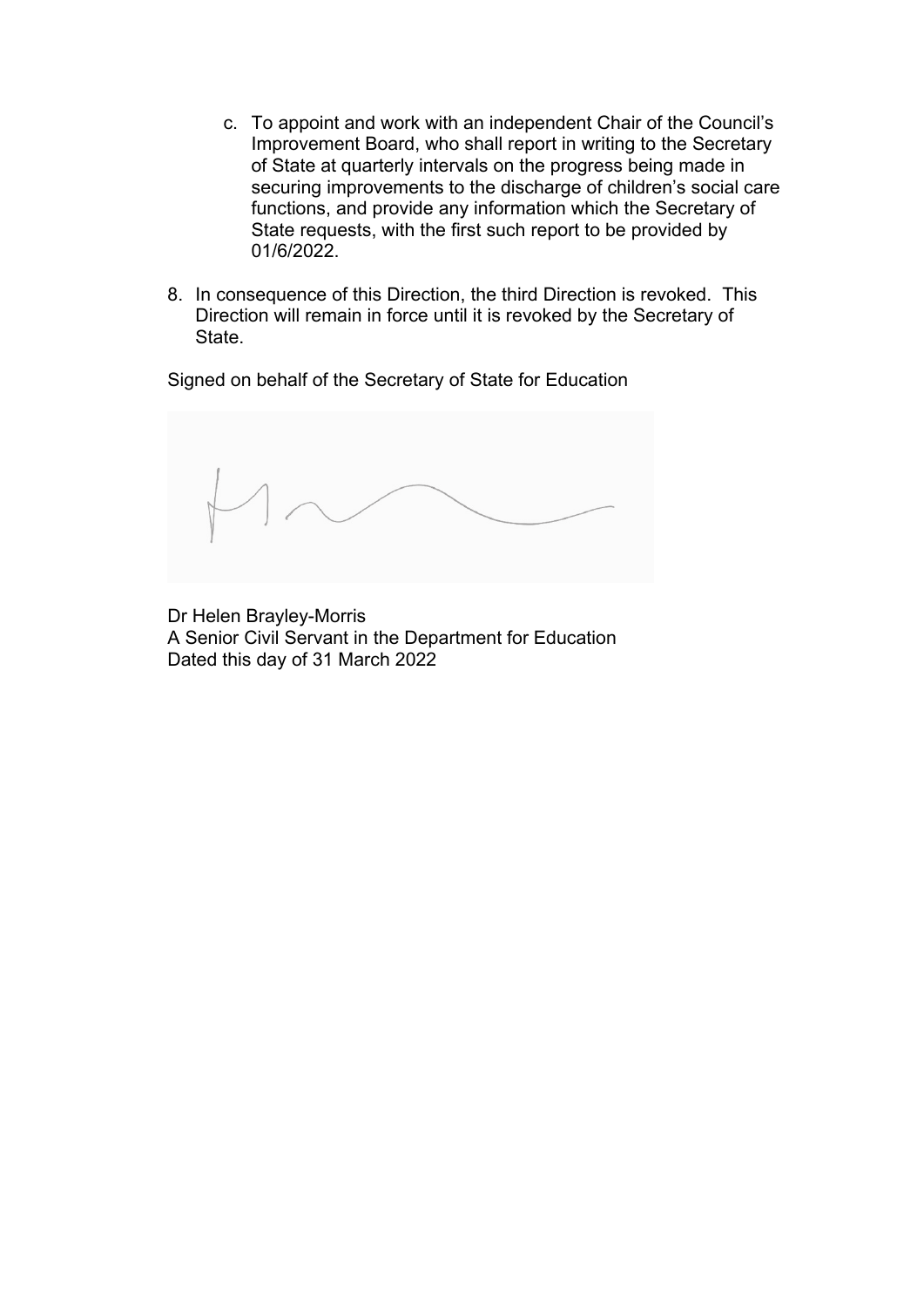c. To appoint and work with an independent Chair of the Council's Improvement Board, who shall report in writing to the Secretary of State at quarterly intervals on the progress being made in securing improvements to the discharge of children's social care functions, and provide any information which the Secretary of State requests, with the first such report to be provided by 01/6/2022.

8. In consequence of this Direction, the third Direction is revoked. This Direction will remain in force until it is revoked by the Secretary of State.

Signed on behalf of the Secretary of State for Education

Dr Helen Brayley-Morris
A Senior Civil Servant in the Department for Education
Dated this day of 31 March 2022